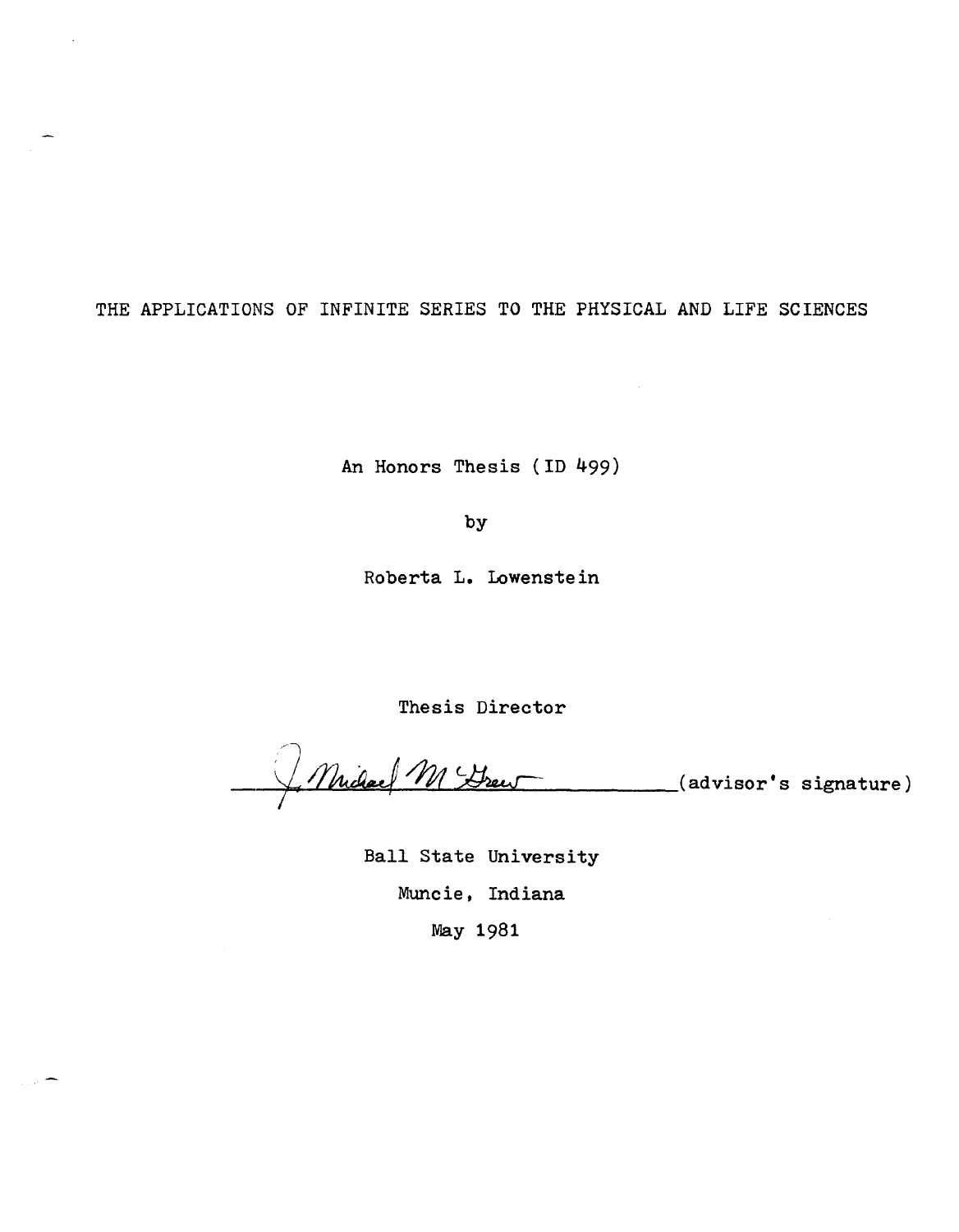# THE APPLICATIONS OF INFINITE SERIES TO THE PHYSICAL AND LIFE SCIENCES

An Honors Thesis (ID 499)

by

Roberta L. Lowenstein

Thesis Director

J. Michael McGrew (advisor's signature)

Ball State University

Muncie, Indiana

May 1981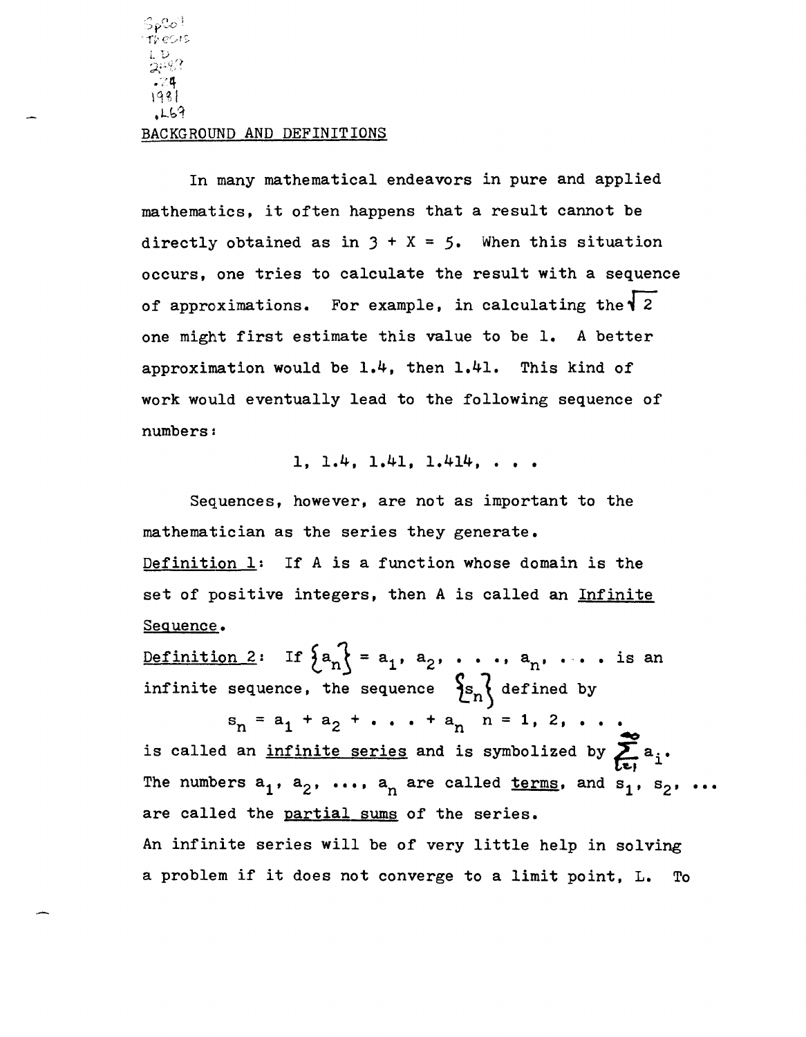## BACKGROUND AND DEFINITIONS

In many mathematical endeavors in pure and applied mathematics, it often happens that a result cannot be directly obtained as in $3 + X = 5$. When this situation occurs, one tries to calculate the result with a sequence of approximations. For example, in calculating the $\sqrt{2}$ one might first estimate this value to be 1. A better approximation would be 1.4, then 1.41. This kind of work would eventually lead to the following sequence of numbers:

$$1, 1.4, 1.41, 1.414, \ldots$$

Sequences, however, are not as important to the mathematician as the series they generate.

<u>Definition 1</u>: If A is a function whose domain is the set of positive integers, then A is called an <u>Infinite Sequence</u>.

<u>Definition 2</u>: If $\{a_n\} = a_1, a_2, \ldots, a_n, \ldots$ is an infinite sequence, the sequence $\{s_n\}$ defined by

$$s_n = a_1 + a_2 + \ldots + a_n \quad n = 1, 2, \ldots$$

is called an <u>infinite series</u> and is symbolized by $\sum_{i=1}^{\infty} a_i$. The numbers $a_1, a_2, \ldots, a_n$ are called <u>terms</u>, and $s_1, s_2, \ldots$ are called the <u>partial sums</u> of the series.

An infinite series will be of very little help in solving a problem if it does not converge to a limit point, L. To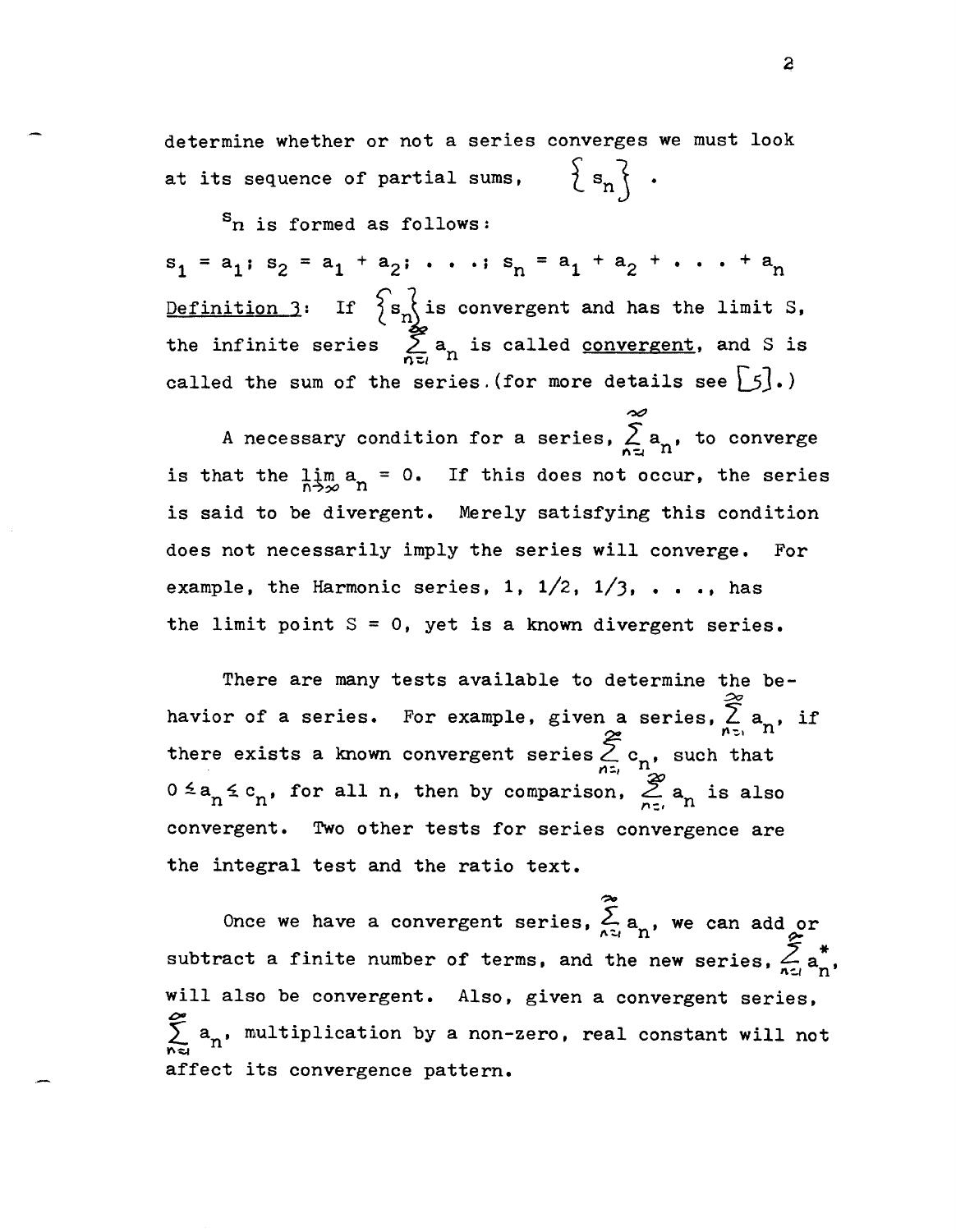determine whether or not a series converges we must look at its sequence of partial sums, $\{s_n\}$.

$s_n$ is formed as follows:

$s_1 = a_1$; $s_2 = a_1 + a_2$; . . .; $s_n = a_1 + a_2 + \ldots + a_n$

<u>Definition 3</u>: If $\{s_n\}$ is convergent and has the limit S, the infinite series $\sum_{n=1}^{\infty} a_n$ is called <u>convergent</u>, and S is called the sum of the series.(for more details see [5].)

A necessary condition for a series, $\sum_{n=1}^{\infty} a_n$, to converge is that the $\lim_{n\to\infty} a_n = 0$. If this does not occur, the series is said to be divergent. Merely satisfying this condition does not necessarily imply the series will converge. For example, the Harmonic series, 1, 1/2, 1/3, . . ., has the limit point S = 0, yet is a known divergent series.

There are many tests available to determine the behavior of a series. For example, given a series, $\sum_{n=1}^{\infty} a_n$, if there exists a known convergent series $\sum_{n=1}^{\infty} c_n$, such that $0 \leq a_n \leq c_n$, for all n, then by comparison, $\sum_{n=1}^{\infty} a_n$ is also convergent. Two other tests for series convergence are the integral test and the ratio text.

Once we have a convergent series, $\sum_{n=1}^{\infty} a_n$, we can add or subtract a finite number of terms, and the new series, $\sum_{n=1}^{\infty} a_n^*$, will also be convergent. Also, given a convergent series, $\sum_{n=1}^{\infty} a_n$, multiplication by a non-zero, real constant will not affect its convergence pattern.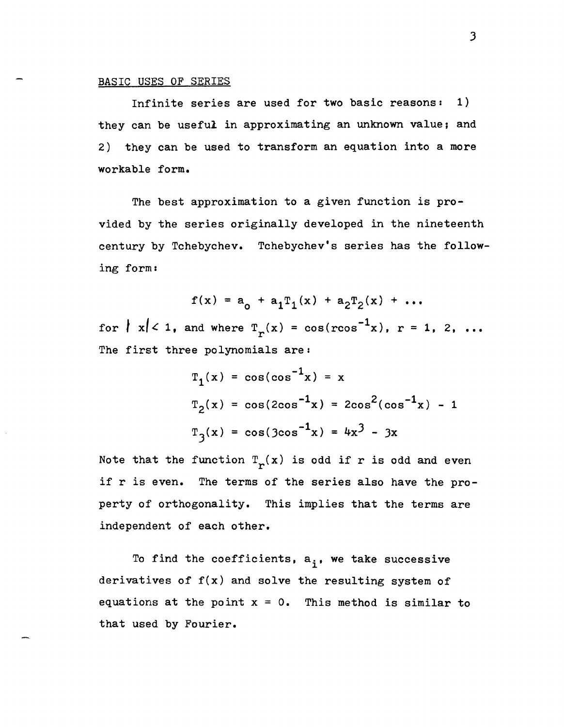## BASIC USES OF SERIES

Infinite series are used for two basic reasons: 1) they can be useful in approximating an unknown value; and 2) they can be used to transform an equation into a more workable form.

The best approximation to a given function is provided by the series originally developed in the nineteenth century by Tchebychev. Tchebychev's series has the following form:

$$f(x) = a_o + a_1T_1(x) + a_2T_2(x) + \ldots$$

for $|x| < 1$, and where $T_r(x) = \cos(r\cos^{-1}x)$, $r = 1, 2, \ldots$ The first three polynomials are:

$$T_1(x) = \cos(\cos^{-1}x) = x$$

$$T_2(x) = \cos(2\cos^{-1}x) = 2\cos^2(\cos^{-1}x) - 1$$

$$T_3(x) = \cos(3\cos^{-1}x) = 4x^3 - 3x$$

Note that the function $T_r(x)$ is odd if r is odd and even if r is even. The terms of the series also have the property of orthogonality. This implies that the terms are independent of each other.

To find the coefficients, $a_i$, we take successive derivatives of f(x) and solve the resulting system of equations at the point x = 0. This method is similar to that used by Fourier.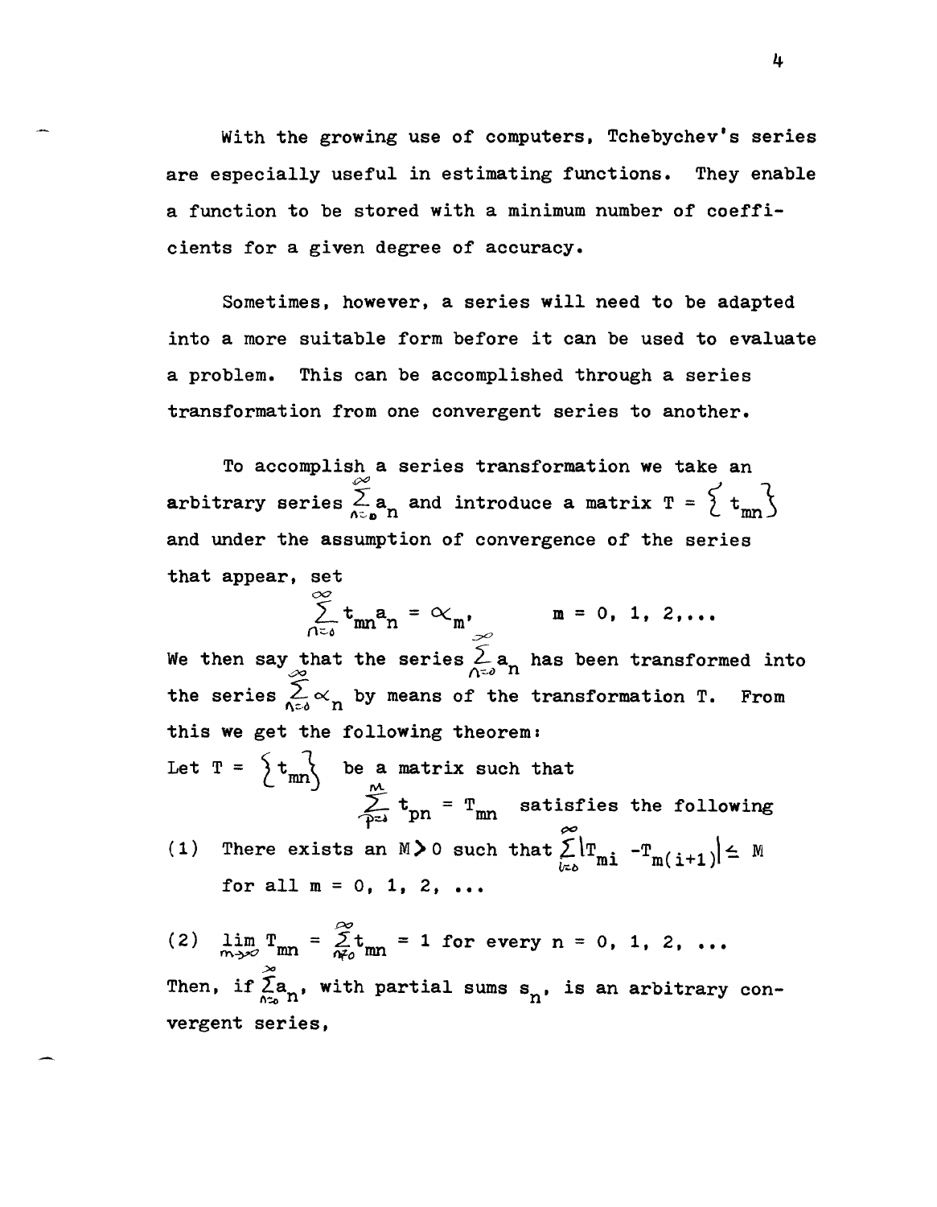With the growing use of computers, Tchebychev's series are especially useful in estimating functions. They enable a function to be stored with a minimum number of coefficients for a given degree of accuracy.

Sometimes, however, a series will need to be adapted into a more suitable form before it can be used to evaluate a problem. This can be accomplished through a series transformation from one convergent series to another.

To accomplish a series transformation we take an arbitrary series $\sum_{n=0}^{\infty} a_n$ and introduce a matrix $T = \{ t_{mn} \}$ and under the assumption of convergence of the series that appear, set

$$\sum_{n=0}^{\infty} t_{mn} a_n = \alpha_m, \qquad m = 0, 1, 2, \ldots$$

We then say that the series $\sum_{n=0}^{\infty} a_n$ has been transformed into the series $\sum_{n=0}^{\infty} \alpha_n$ by means of the transformation T. From this we get the following theorem:

Let $T = \{ t_{mn} \}$ be a matrix such that

$$\sum_{p=0}^{m} t_{pn} = T_{mn} \quad \text{satisfies the following}$$

(1) There exists an $M > 0$ such that $\sum_{i=0}^{\infty} |T_{mi} - T_{m(i+1)}| \leq M$ for all $m = 0, 1, 2, \ldots$

(2) $\lim_{m \to \infty} T_{mn} = \sum_{n=0}^{\infty} t_{mn} = 1$ for every $n = 0, 1, 2, \ldots$

Then, if $\sum_{n=0}^{\infty} a_n$, with partial sums $s_n$, is an arbitrary convergent series,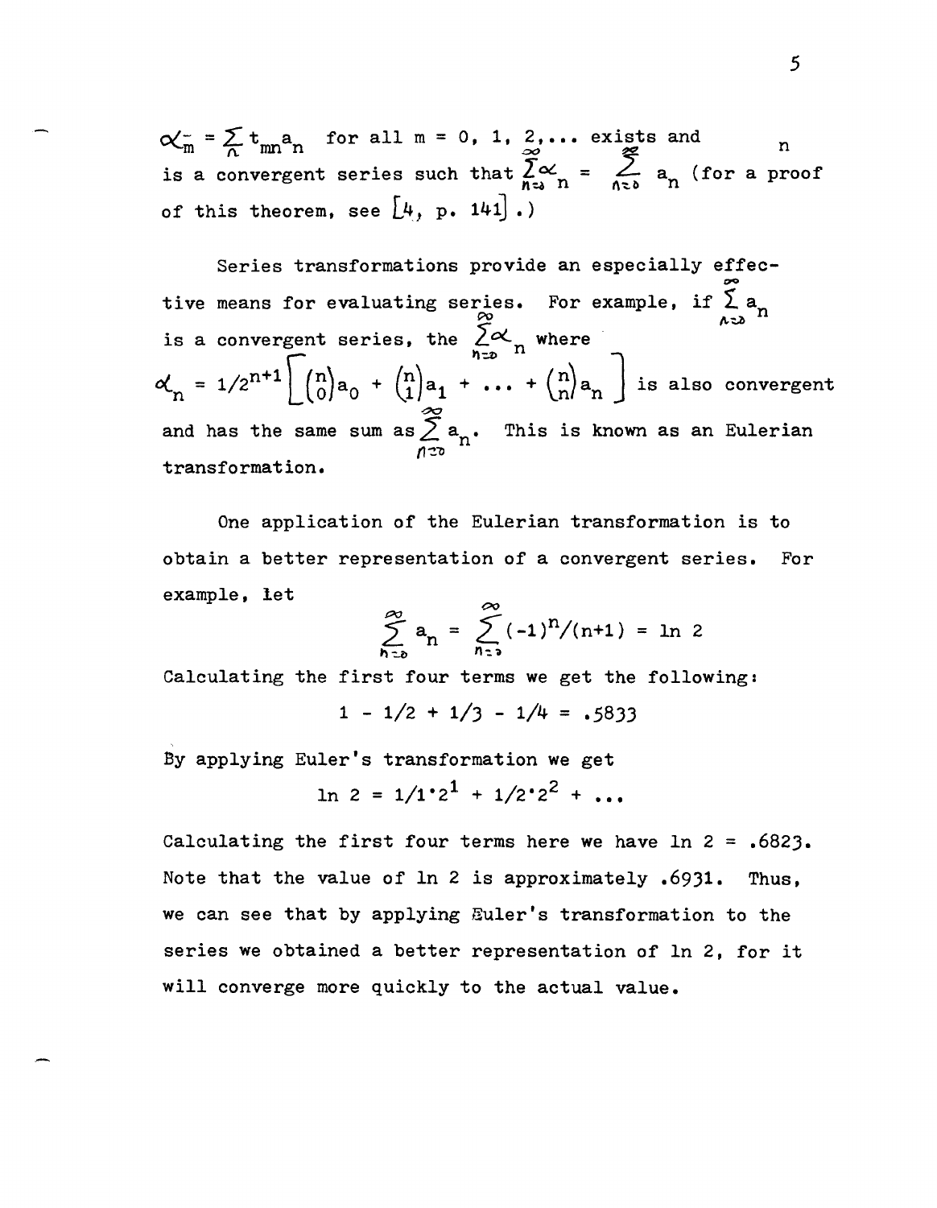$\alpha_m = \sum_n t_{mn} a_n$ for all m = 0, 1, 2,... exists and $\sum_n$ is a convergent series such that $\sum_{n=0}^{\infty} \alpha_n = \sum_{n=0}^{\infty} a_n$ (for a proof of this theorem, see [4, p. 141].)

Series transformations provide an especially effective means for evaluating series. For example, if $\sum_{n=0}^{\infty} a_n$ is a convergent series, the $\sum_{n=0}^{\infty} \alpha_n$ where $\alpha_n = 1/2^{n+1}\left[\binom{n}{0}a_0 + \binom{n}{1}a_1 + \ldots + \binom{n}{n}a_n\right]$ is also convergent and has the same sum as $\sum_{n=0}^{\infty} a_n$. This is known as an Eulerian transformation.

One application of the Eulerian transformation is to obtain a better representation of a convergent series. For example, let

$$\sum_{n=0}^{\infty} a_n = \sum_{n=0}^{\infty} (-1)^n/(n+1) = \ln 2$$

Calculating the first four terms we get the following:

$$1 - 1/2 + 1/3 - 1/4 = .5833$$

By applying Euler's transformation we get

$$\ln 2 = 1/1 \cdot 2^1 + 1/2 \cdot 2^2 + \ldots$$

Calculating the first four terms here we have ln 2 = .6823. Note that the value of ln 2 is approximately .6931. Thus, we can see that by applying Euler's transformation to the series we obtained a better representation of ln 2, for it will converge more quickly to the actual value.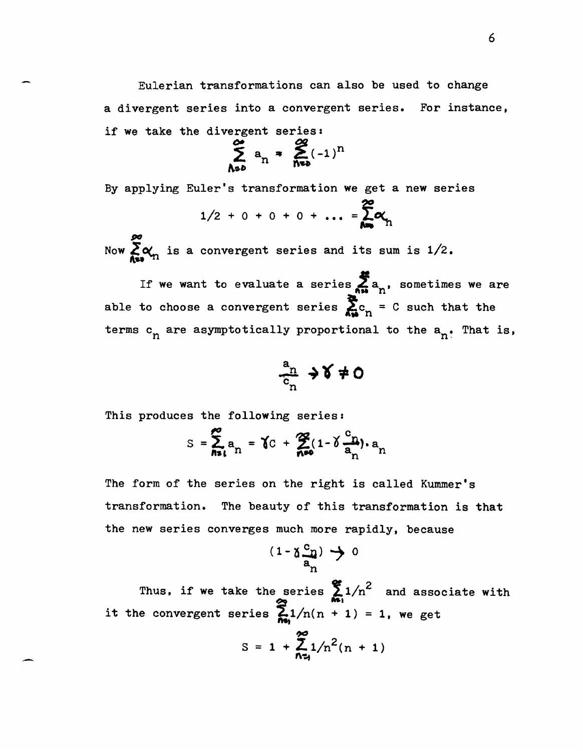Eulerian transformations can also be used to change a divergent series into a convergent series. For instance, if we take the divergent series:

$$\sum_{n=0}^{\infty} a_n = \sum_{n=0}^{\infty} (-1)^n$$

By applying Euler's transformation we get a new series

$$1/2 + 0 + 0 + 0 + \ldots = \sum_{n=0}^{\infty} \alpha_n$$

Now $\sum_{n=0}^{\infty} \alpha_n$ is a convergent series and its sum is 1/2.

If we want to evaluate a series $\sum_{n=0}^{\infty} a_n$, sometimes we are able to choose a convergent series $\sum_{n=0}^{\infty} c_n = C$ such that the terms $c_n$ are asymptotically proportional to the $a_n$. That is,

$$\frac{a_n}{c_n} \to \gamma \neq 0$$

This produces the following series:

$$S = \sum_{n=1}^{\infty} a_n = \gamma C + \sum_{n=0}^{\infty} (1 - \gamma \frac{c_n}{a_n}) \cdot a_n$$

The form of the series on the right is called Kummer's transformation. The beauty of this transformation is that the new series converges much more rapidly, because

$$(1 - \gamma \frac{c_n}{a_n}) \to 0$$

Thus, if we take the series $\sum_{n=1}^{\infty} 1/n^2$ and associate with it the convergent series $\sum_{n=1}^{\infty} 1/n(n+1) = 1$, we get

$$S = 1 + \sum_{n=1}^{\infty} 1/n^2(n+1)$$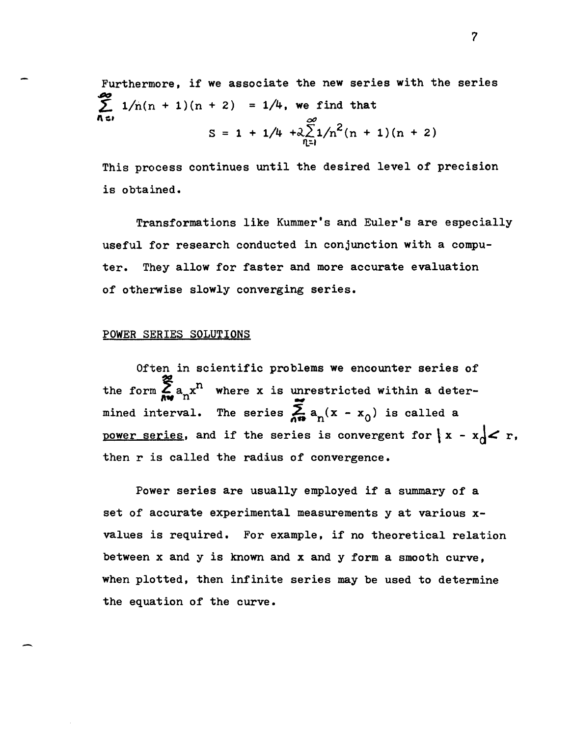Furthermore, if we associate the new series with the series $\sum_{n=1}^{\infty} 1/n(n + 1)(n + 2) = 1/4$, we find that

$$S = 1 + 1/4 + 2\sum_{n=1}^{\infty} 1/n^2(n + 1)(n + 2)$$

This process continues until the desired level of precision is obtained.

Transformations like Kummer's and Euler's are especially useful for research conducted in conjunction with a computer. They allow for faster and more accurate evaluation of otherwise slowly converging series.

## POWER SERIES SOLUTIONS

Often in scientific problems we encounter series of the form $\sum_{n=0}^{\infty} a_n x^n$ where x is unrestricted within a determined interval. The series $\sum_{n=0}^{\infty} a_n(x - x_0)$ is called a power series, and if the series is convergent for $|x - x_0| < r$, then r is called the radius of convergence.

Power series are usually employed if a summary of a set of accurate experimental measurements y at various x-values is required. For example, if no theoretical relation between x and y is known and x and y form a smooth curve, when plotted, then infinite series may be used to determine the equation of the curve.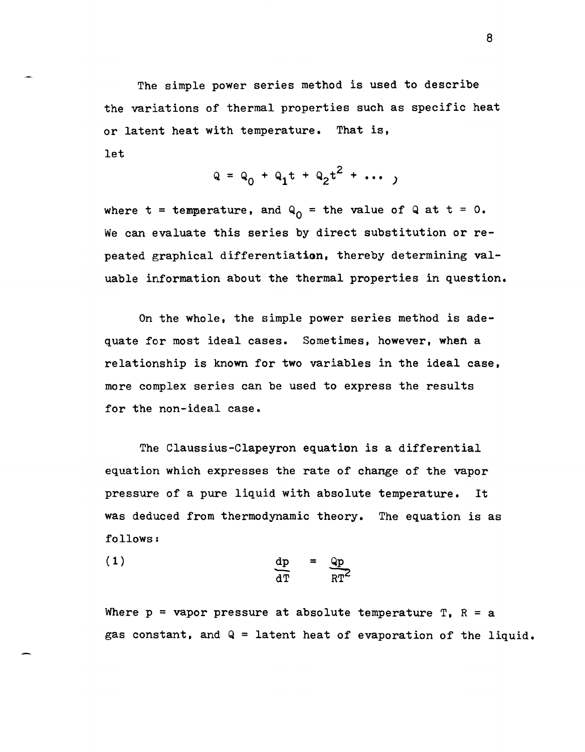The simple power series method is used to describe the variations of thermal properties such as specific heat or latent heat with temperature. That is, let

$$Q = Q_0 + Q_1 t + Q_2 t^2 + \ldots ,$$

where t = temperature, and $Q_0$ = the value of Q at t = 0. We can evaluate this series by direct substitution or repeated graphical differentiation, thereby determining valuable information about the thermal properties in question.

On the whole, the simple power series method is adequate for most ideal cases. Sometimes, however, when a relationship is known for two variables in the ideal case, more complex series can be used to express the results for the non-ideal case.

The Claussius-Clapeyron equation is a differential equation which expresses the rate of change of the vapor pressure of a pure liquid with absolute temperature. It was deduced from thermodynamic theory. The equation is as follows:

$$\text{(1)} \qquad \frac{dp}{dT} = \frac{Qp}{RT^2}$$

Where p = vapor pressure at absolute temperature T, R = a gas constant, and Q = latent heat of evaporation of the liquid.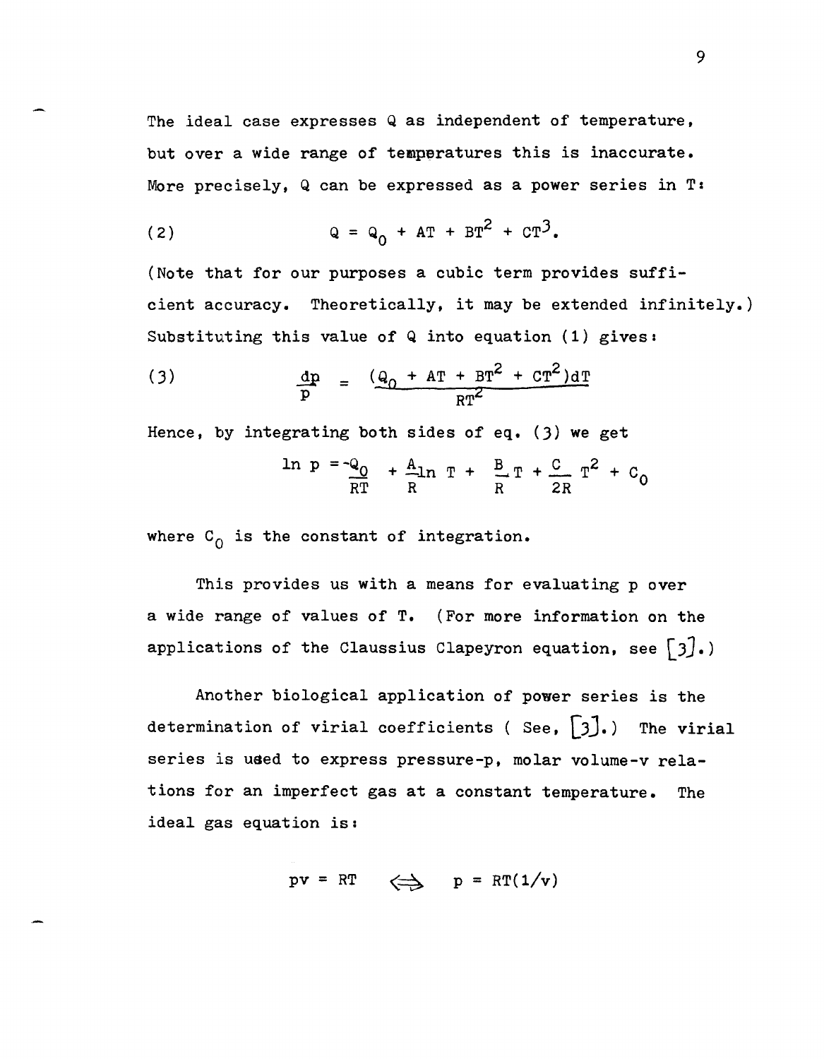The ideal case expresses Q as independent of temperature, but over a wide range of temperatures this is inaccurate. More precisely, Q can be expressed as a power series in T:

$$(2) \qquad Q = Q_0 + AT + BT^2 + CT^3.$$

(Note that for our purposes a cubic term provides sufficient accuracy. Theoretically, it may be extended infinitely.) Substituting this value of Q into equation (1) gives:

$$(3) \qquad \frac{dp}{p} = \frac{(Q_0 + AT + BT^2 + CT^2)dT}{RT^2}$$

Hence, by integrating both sides of eq. (3) we get

$$\ln p = \frac{-Q_0}{RT} + \frac{A}{R}\ln T + \frac{B}{R}T + \frac{C}{2R}T^2 + C_0$$

where $C_0$ is the constant of integration.

This provides us with a means for evaluating p over a wide range of values of T. (For more information on the applications of the Claussius Clapeyron equation, see [3].)

Another biological application of power series is the determination of virial coefficients ( See, [3].) The virial series is used to express pressure-p, molar volume-v relations for an imperfect gas at a constant temperature. The ideal gas equation is:

$$pv = RT \iff p = RT(1/v)$$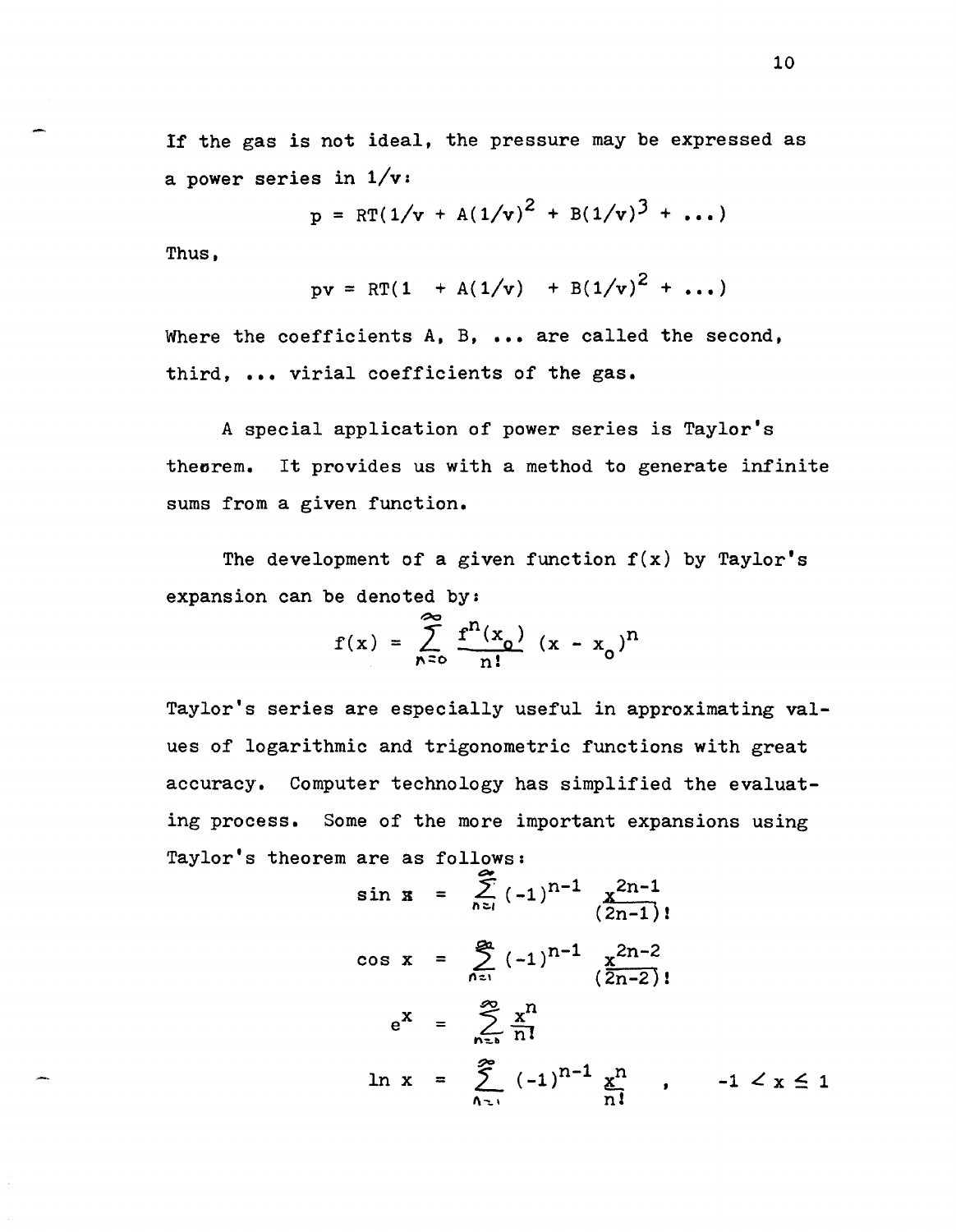If the gas is not ideal, the pressure may be expressed as a power series in $1/v$:

$$p = RT(1/v + A(1/v)^2 + B(1/v)^3 + \ldots)$$

Thus,

$$pv = RT(1 + A(1/v) + B(1/v)^2 + \ldots)$$

Where the coefficients A, B, ... are called the second, third, ... virial coefficients of the gas.

A special application of power series is Taylor's theorem. It provides us with a method to generate infinite sums from a given function.

The development of a given function $f(x)$ by Taylor's expansion can be denoted by:

$$f(x) = \sum_{n=0}^{\infty} \frac{f^n(x_o)}{n!} (x - x_o)^n$$

Taylor's series are especially useful in approximating values of logarithmic and trigonometric functions with great accuracy. Computer technology has simplified the evaluating process. Some of the more important expansions using Taylor's theorem are as follows:

$$\sin x = \sum_{n=1}^{\infty} (-1)^{n-1} \frac{x^{2n-1}}{(2n-1)!}$$

$$\cos x = \sum_{n=1}^{\infty} (-1)^{n-1} \frac{x^{2n-2}}{(2n-2)!}$$

$$e^x = \sum_{n=0}^{\infty} \frac{x^n}{n!}$$

$$\ln x = \sum_{n=1}^{\infty} (-1)^{n-1} \frac{x^n}{n!}, \qquad -1 < x \leq 1$$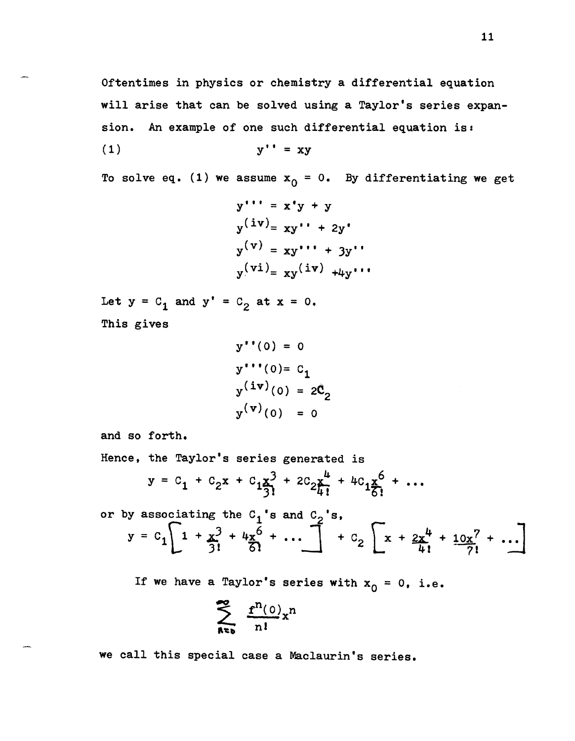Oftentimes in physics or chemistry a differential equation will arise that can be solved using a Taylor's series expansion. An example of one such differential equation is:

$$(1) \qquad y'' = xy$$

To solve eq. (1) we assume $x_0 = 0$. By differentiating we get

$$y''' = x'y + y$$

$$y^{(iv)} = xy'' + 2y'$$

$$y^{(v)} = xy''' + 3y''$$

$$y^{(vi)} = xy^{(iv)} + 4y'''$$

Let $y = C_1$ and $y' = C_2$ at $x = 0$.

This gives

$$y''(0) = 0$$

$$y'''(0) = C_1$$

$$y^{(iv)}(0) = 2C_2$$

$$y^{(v)}(0) = 0$$

and so forth.

Hence, the Taylor's series generated is

$$y = C_1 + C_2 x + C_1 \frac{x^3}{3!} + 2C_2 \frac{x^4}{4!} + 4C_1 \frac{x^6}{6!} + \ldots$$

or by associating the $C_1$'s and $C_2$'s,

$$y = C_1 \left[ 1 + \frac{x^3}{3!} + 4\frac{x^6}{6!} + \ldots \right] + C_2 \left[ x + \frac{2x^4}{4!} + \frac{10x^7}{7!} + \ldots \right]$$

If we have a Taylor's series with $x_0 = 0$, i.e.

$$\sum_{n=0}^{\infty} \frac{f^n(0)}{n!} x^n$$

we call this special case a Maclaurin's series.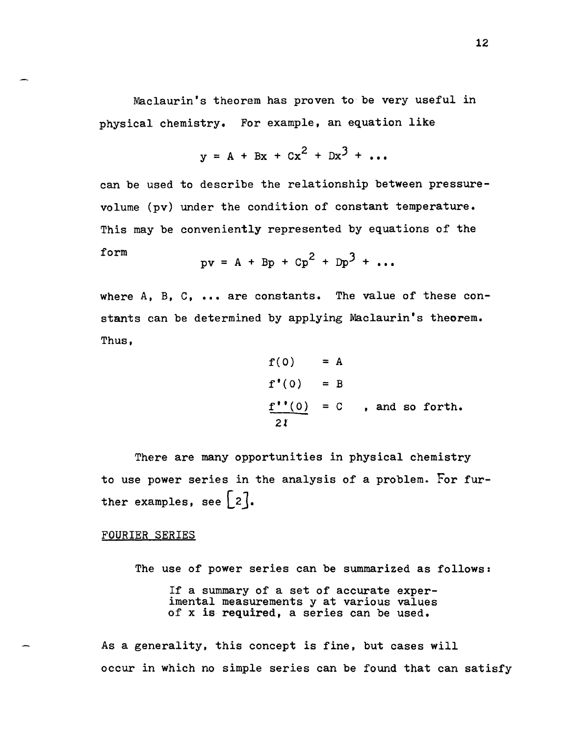Maclaurin's theorem has proven to be very useful in physical chemistry. For example, an equation like

$$y = A + Bx + Cx^2 + Dx^3 + \ldots$$

can be used to describe the relationship between pressure-volume (pv) under the condition of constant temperature. This may be conveniently represented by equations of the form

$$pv = A + Bp + Cp^2 + Dp^3 + \ldots$$

where A, B, C, ... are constants. The value of these constants can be determined by applying Maclaurin's theorem. Thus,

$$f(0) = A$$

$$f'(0) = B$$

$$\frac{f''(0)}{2!} = C \quad \text{, and so forth.}$$

There are many opportunities in physical chemistry to use power series in the analysis of a problem. For further examples, see [2].

## FOURIER SERIES

The use of power series can be summarized as follows:

> If a summary of a set of accurate experimental measurements y at various values of x is required, a series can be used.

As a generality, this concept is fine, but cases will occur in which no simple series can be found that can satisfy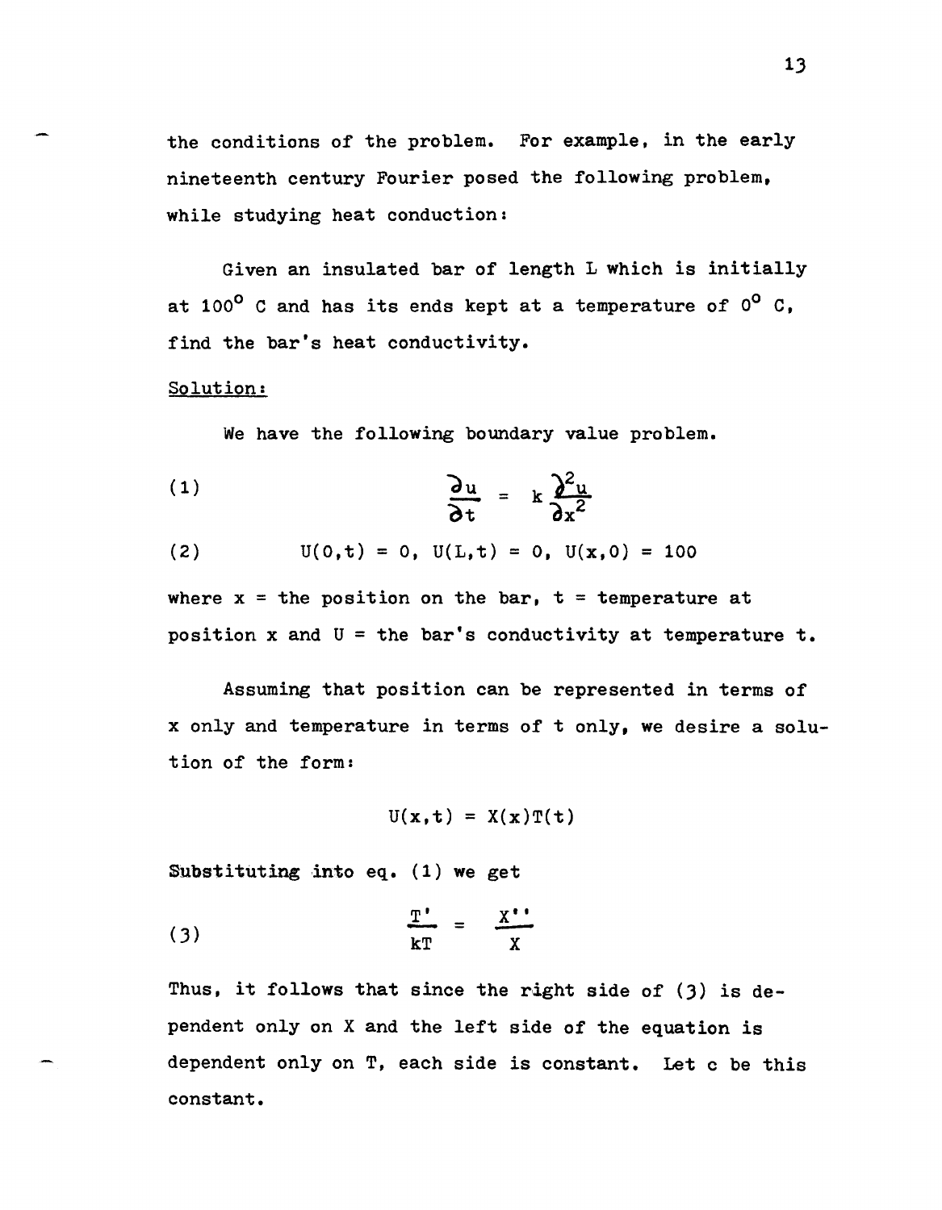the conditions of the problem. For example, in the early nineteenth century Fourier posed the following problem, while studying heat conduction:

Given an insulated bar of length L which is initially at $100^\circ$ C and has its ends kept at a temperature of $0^\circ$ C, find the bar's heat conductivity.

<u>Solution:</u>

We have the following boundary value problem.

$$\frac{\partial u}{\partial t} = k\frac{\partial^2 u}{\partial x^2} \tag{1}$$

$$U(0,t) = 0, \ U(L,t) = 0, \ U(x,0) = 100 \tag{2}$$

where x = the position on the bar, t = temperature at position x and U = the bar's conductivity at temperature t.

Assuming that position can be represented in terms of x only and temperature in terms of t only, we desire a solution of the form:

$$U(x,t) = X(x)T(t)$$

Substituting into eq. (1) we get

$$\frac{T'}{kT} = \frac{X''}{X} \tag{3}$$

Thus, it follows that since the right side of (3) is dependent only on X and the left side of the equation is dependent only on T, each side is constant. Let c be this constant.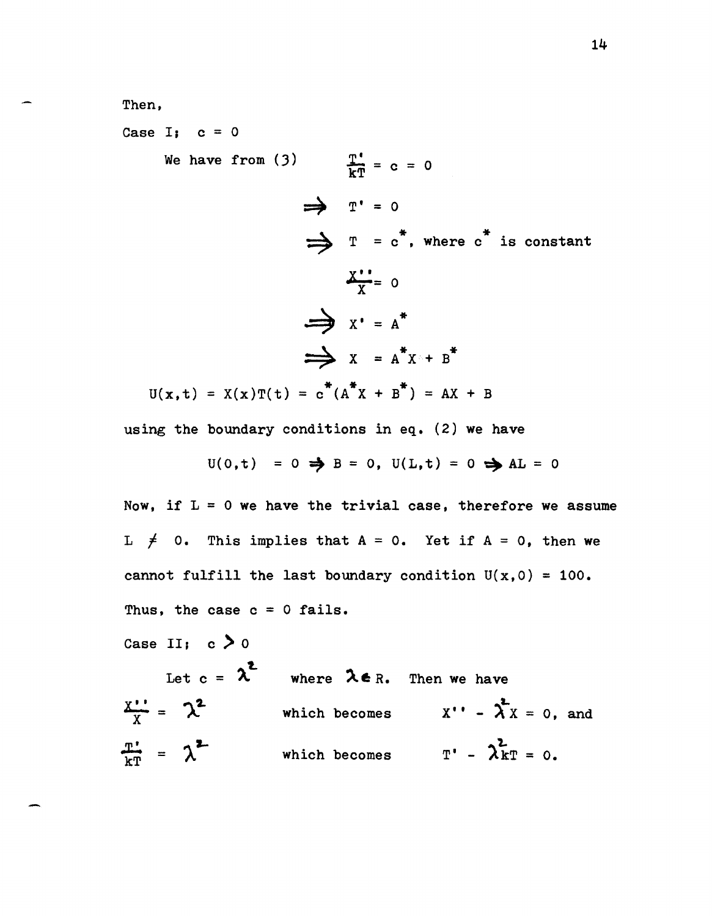Then,

Case I; $c = 0$

We have from (3) $\frac{T'}{kT} = c = 0$

$$\Rightarrow \quad T' = 0$$

$$\Rightarrow \quad T = c^*, \text{ where } c^* \text{ is constant}$$

$$\frac{X''}{X} = 0$$

$$\Rightarrow \quad X' = A^*$$

$$\Rightarrow \quad X = A^*X + B^*$$

$$U(x,t) = X(x)T(t) = c^*(A^*X + B^*) = AX + B$$

using the boundary conditions in eq. (2) we have

$$U(0,t) = 0 \Rightarrow B = 0, \; U(L,t) = 0 \Rightarrow AL = 0$$

Now, if $L = 0$ we have the trivial case, therefore we assume $L \neq 0$. This implies that $A = 0$. Yet if $A = 0$, then we cannot fulfill the last boundary condition $U(x,0) = 100$. Thus, the case $c = 0$ fails.

Case II; $c > 0$

Let $c = \lambda^2$ where $\lambda \in R$. Then we have

$\frac{X''}{X} = \lambda^2$ which becomes $X'' - \lambda^2 X = 0$, and

$\frac{T'}{kT} = \lambda^2$ which becomes $T' - \lambda^2 kT = 0$.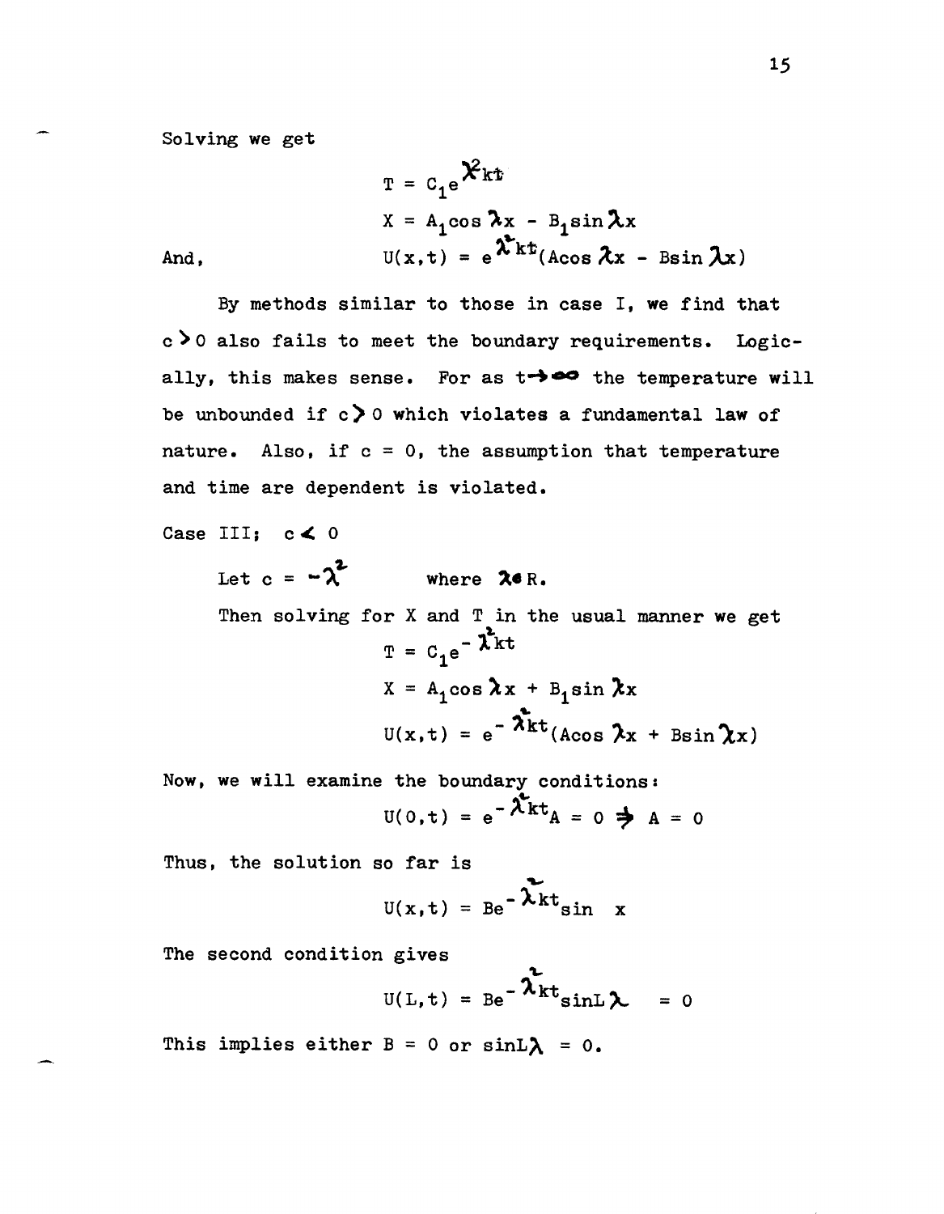Solving we get

$$T = C_1 e^{\lambda^2 kt}$$

$$X = A_1 \cos \lambda x - B_1 \sin \lambda x$$

And,

$$U(x,t) = e^{\lambda^2 kt}(A \cos \lambda x - B \sin \lambda x)$$

By methods similar to those in case I, we find that $c > 0$ also fails to meet the boundary requirements. Logically, this makes sense. For as $t \to \infty$ the temperature will be unbounded if $c > 0$ which violates a fundamental law of nature. Also, if $c = 0$, the assumption that temperature and time are dependent is violated.

Case III; $c < 0$

Let $c = -\lambda^2$ where $\lambda \in R$.

Then solving for X and T in the usual manner we get

$$T = C_1 e^{-\lambda^2 kt}$$

$$X = A_1 \cos \lambda x + B_1 \sin \lambda x$$

$$U(x,t) = e^{-\lambda^2 kt}(A \cos \lambda x + B \sin \lambda x)$$

Now, we will examine the boundary conditions:

$$U(0,t) = e^{-\lambda^2 kt} A = 0 \Rightarrow A = 0$$

Thus, the solution so far is

$$U(x,t) = Be^{-\lambda^2 kt} \sin \ x$$

The second condition gives

$$U(L,t) = Be^{-\lambda^2 kt} \sin L\lambda \ = 0$$

This implies either $B = 0$ or $\sin L\lambda = 0$.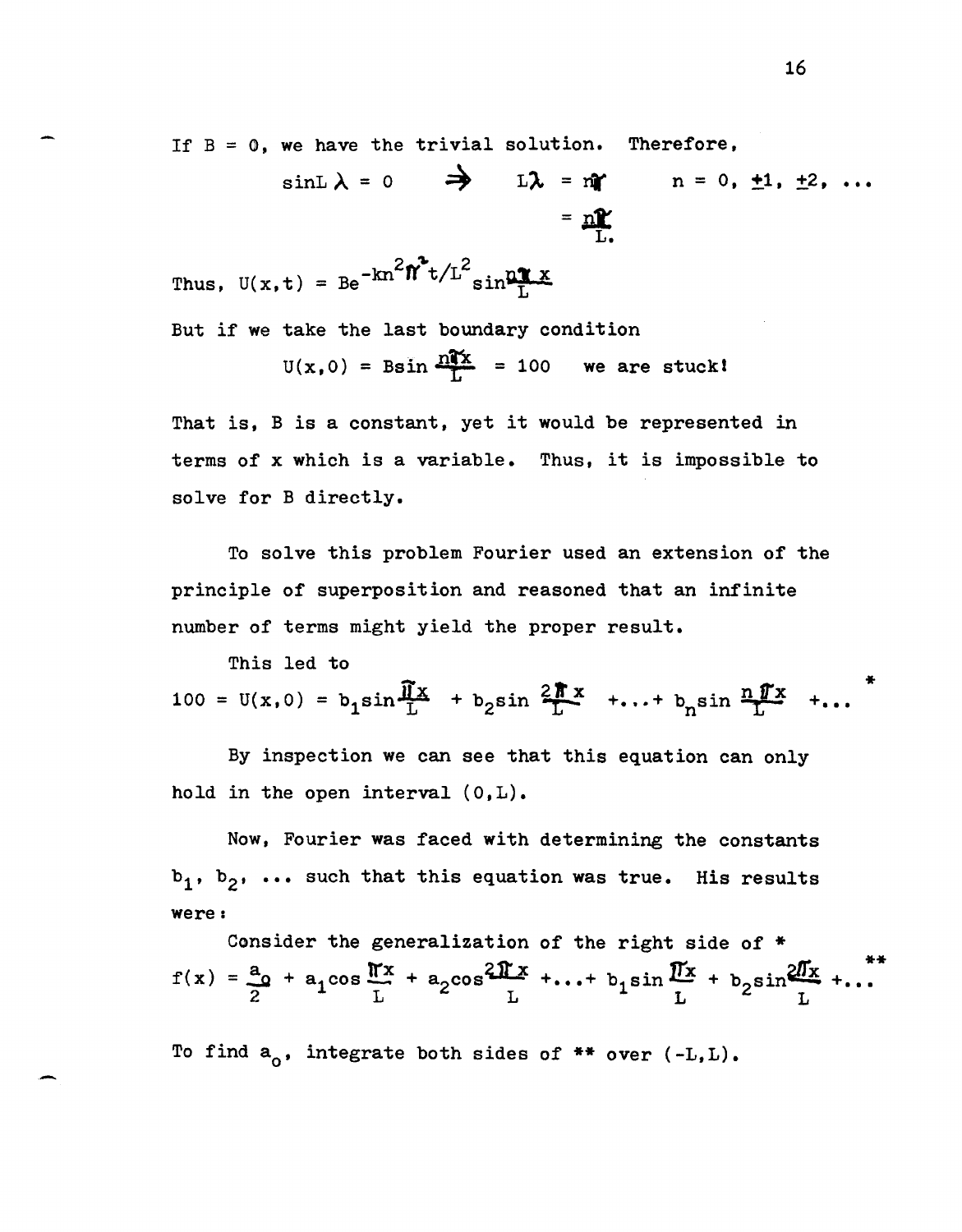If B = 0, we have the trivial solution. Therefore,

$$\sin L\lambda = 0 \quad \Rightarrow \quad L\lambda = n\pi \qquad n = 0, \pm 1, \pm 2, \ldots$$

$$= \frac{n\pi}{L}.$$

Thus, $U(x,t) = Be^{-kn^2\pi^2 t/L^2}\sin\frac{n\pi x}{L}$

But if we take the last boundary condition

$$U(x,0) = B\sin\frac{n\pi x}{L} = 100 \quad \text{we are stuck!}$$

That is, B is a constant, yet it would be represented in terms of x which is a variable. Thus, it is impossible to solve for B directly.

To solve this problem Fourier used an extension of the principle of superposition and reasoned that an infinite number of terms might yield the proper result.

This led to

$$100 = U(x,0) = b_1\sin\frac{\pi x}{L} + b_2\sin\frac{2\pi x}{L} + \ldots + b_n\sin\frac{n\pi x}{L} + \ldots \quad *$$

By inspection we can see that this equation can only hold in the open interval $(0,L)$.

Now, Fourier was faced with determining the constants $b_1$, $b_2$, ... such that this equation was true. His results were:

Consider the generalization of the right side of *

$$f(x) = \frac{a_0}{2} + a_1\cos\frac{\pi x}{L} + a_2\cos\frac{2\pi x}{L} + \ldots + b_1\sin\frac{\pi x}{L} + b_2\sin\frac{2\pi x}{L} + \ldots \quad **$$

To find $a_0$, integrate both sides of ** over $(-L,L)$.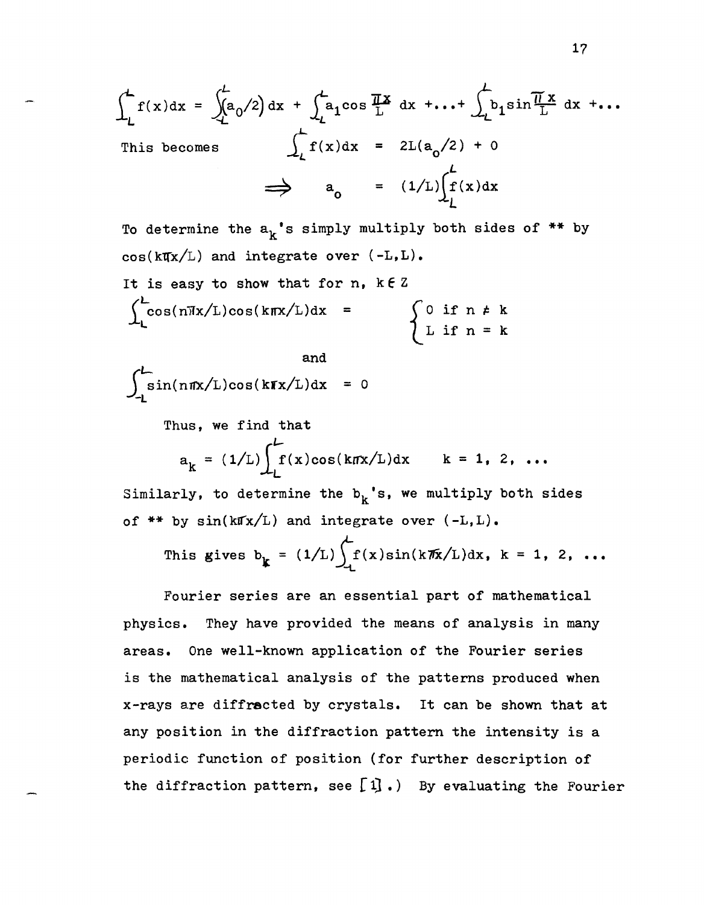$$\int_{-L}^{L} f(x)dx = \int_{-L}^{L}(a_0/2)\,dx + \int_{-L}^{L} a_1 \cos\frac{\pi x}{L}\,dx + \ldots + \int_{-L}^{L} b_1 \sin\frac{\pi x}{L}\,dx + \ldots$$

This becomes

$$\int_{-L}^{L} f(x)dx = 2L(a_0/2) + 0$$

$$\Longrightarrow \quad a_0 = (1/L)\int_{-L}^{L} f(x)dx$$

To determine the $a_k$'s simply multiply both sides of ** by $\cos(k\pi x/L)$ and integrate over $(-L,L)$.

It is easy to show that for $n,\ k \in Z$

$$\int_{-L}^{L} \cos(n\pi x/L)\cos(k\pi x/L)dx = \begin{cases} 0 \text{ if } n \neq k \\ L \text{ if } n = k \end{cases}$$

and

$$\int_{-L}^{L} \sin(n\pi x/L)\cos(k\pi x/L)dx = 0$$

Thus, we find that

$$a_k = (1/L)\int_{-L}^{L} f(x)\cos(k\pi x/L)dx \qquad k = 1,\ 2,\ \ldots$$

Similarly, to determine the $b_k$'s, we multiply both sides of ** by $\sin(k\pi x/L)$ and integrate over $(-L,L)$.

This gives $b_k = (1/L)\int_{-L}^{L} f(x)\sin(k\pi x/L)dx,\ k = 1,\ 2,\ \ldots$

Fourier series are an essential part of mathematical physics. They have provided the means of analysis in many areas. One well-known application of the Fourier series is the mathematical analysis of the patterns produced when x-rays are diffracted by crystals. It can be shown that at any position in the diffraction pattern the intensity is a periodic function of position (for further description of the diffraction pattern, see [1].) By evaluating the Fourier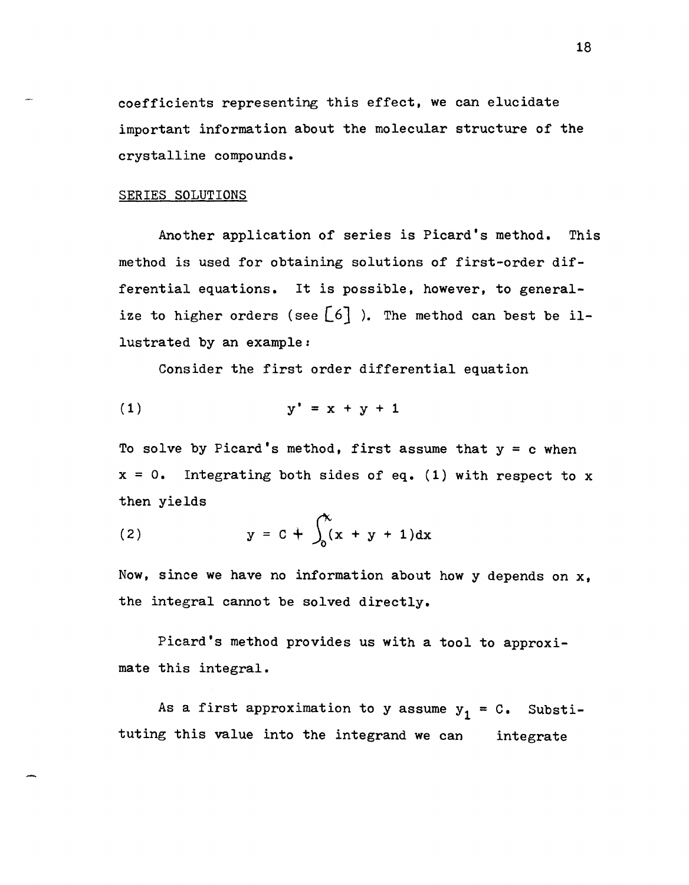coefficients representing this effect, we can elucidate important information about the molecular structure of the crystalline compounds.

## SERIES SOLUTIONS

Another application of series is Picard's method. This method is used for obtaining solutions of first-order differential equations. It is possible, however, to generalize to higher orders (see [6] ). The method can best be illustrated by an example:

Consider the first order differential equation

$$(1) \qquad y' = x + y + 1$$

To solve by Picard's method, first assume that y = c when x = 0. Integrating both sides of eq. (1) with respect to x then yields

$$(2) \qquad y = C + \int_0^x (x + y + 1)dx$$

Now, since we have no information about how y depends on x, the integral cannot be solved directly.

Picard's method provides us with a tool to approximate this integral.

As a first approximation to y assume $y_1 = C$. Substituting this value into the integrand we can integrate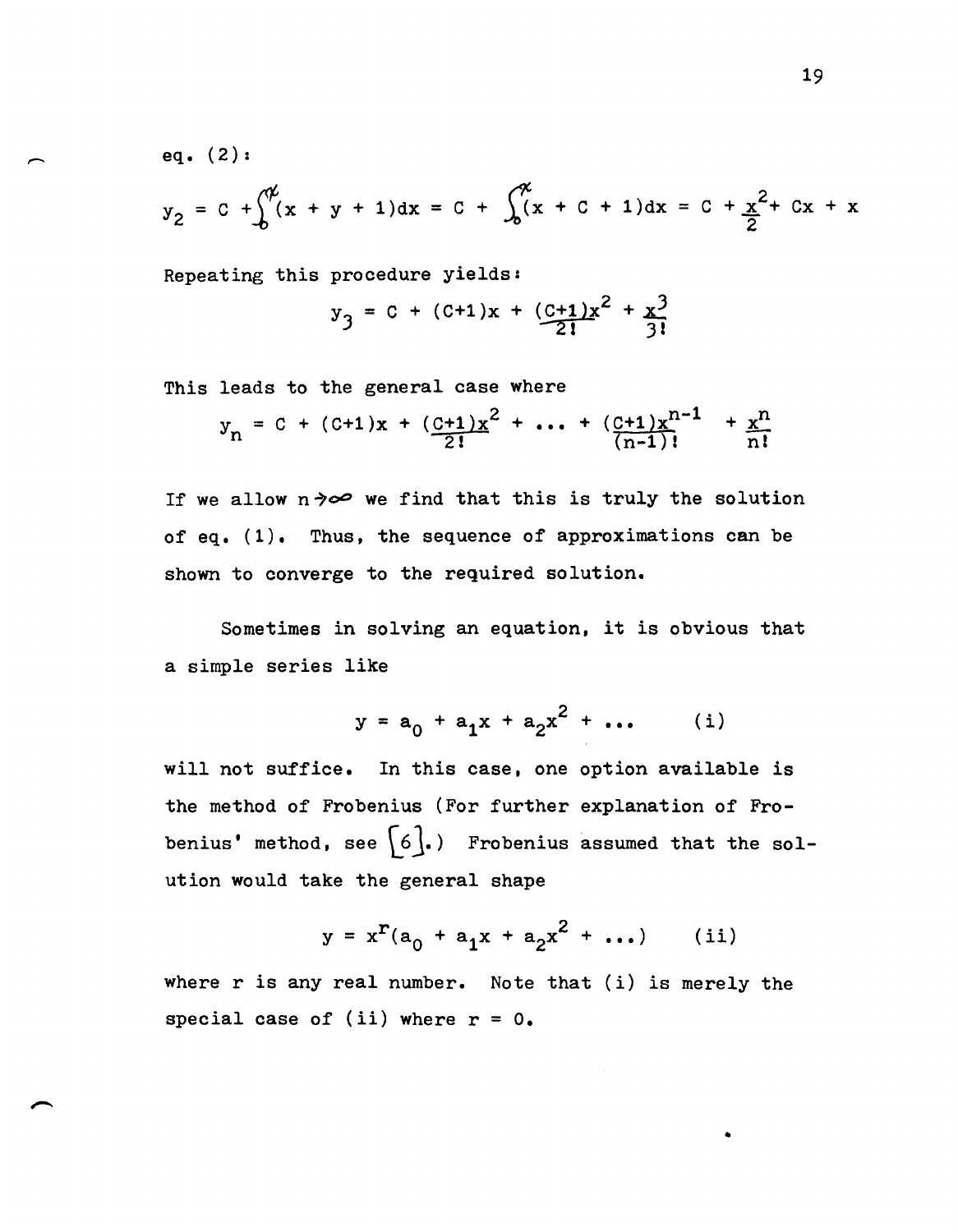eq. (2):

$$y_2 = C + \int_0^x (x + y + 1)dx = C + \int_0^x (x + C + 1)dx = C + \frac{x^2}{2} + Cx + x$$

Repeating this procedure yields:

$$y_3 = C + (C+1)x + \frac{(C+1)x^2}{2!} + \frac{x^3}{3!}$$

This leads to the general case where

$$y_n = C + (C+1)x + \frac{(C+1)x^2}{2!} + \ldots + \frac{(C+1)x^{n-1}}{(n-1)!} + \frac{x^n}{n!}$$

If we allow $n \to \infty$ we find that this is truly the solution of eq. (1). Thus, the sequence of approximations can be shown to converge to the required solution.

Sometimes in solving an equation, it is obvious that a simple series like

$$y = a_0 + a_1 x + a_2 x^2 + \ldots \qquad \text{(i)}$$

will not suffice. In this case, one option available is the method of Frobenius (For further explanation of Frobenius' method, see [6].) Frobenius assumed that the solution would take the general shape

$$y = x^r(a_0 + a_1 x + a_2 x^2 + \ldots) \qquad \text{(ii)}$$

where r is any real number. Note that (i) is merely the special case of (ii) where $r = 0$.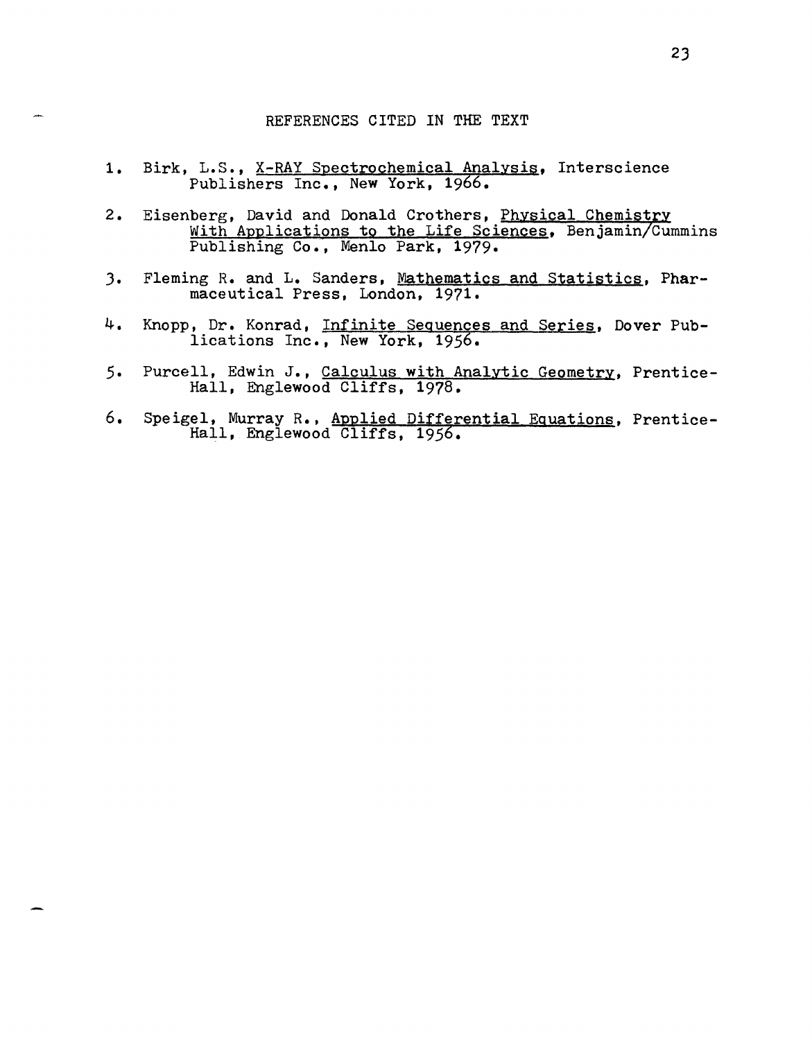## REFERENCES CITED IN THE TEXT

1. Birk, L.S., X-RAY Spectrochemical Analysis, Interscience Publishers Inc., New York, 1966.

2. Eisenberg, David and Donald Crothers, Physical Chemistry With Applications to the Life Sciences, Benjamin/Cummins Publishing Co., Menlo Park, 1979.

3. Fleming R. and L. Sanders, Mathematics and Statistics, Pharmaceutical Press, London, 1971.

4. Knopp, Dr. Konrad, Infinite Sequences and Series, Dover Publications Inc., New York, 1956.

5. Purcell, Edwin J., Calculus with Analytic Geometry, Prentice-Hall, Englewood Cliffs, 1978.

6. Speigel, Murray R., Applied Differential Equations, Prentice-Hall, Englewood Cliffs, 1956.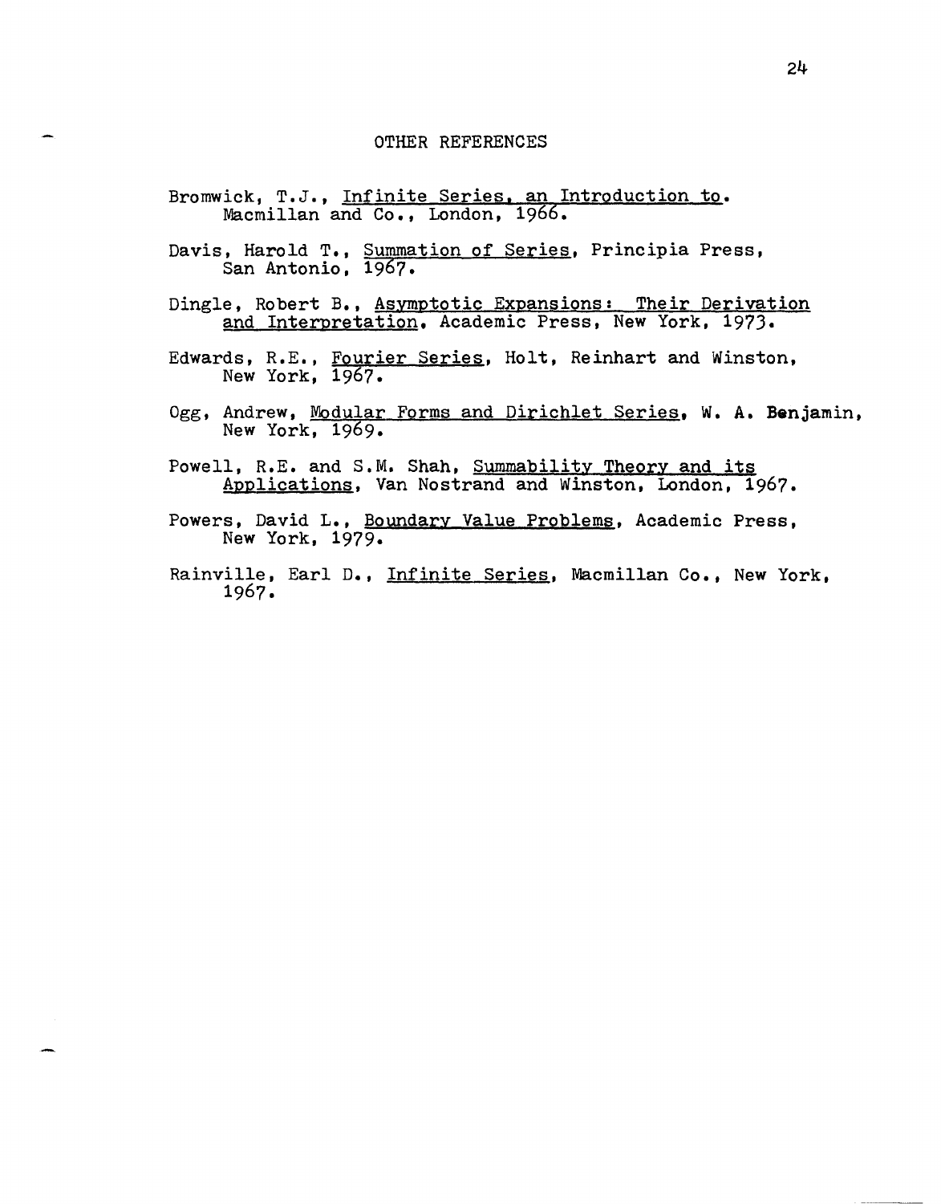## OTHER REFERENCES

Bromwick, T.J., Infinite Series, an Introduction to. Macmillan and Co., London, 1966.

Davis, Harold T., Summation of Series, Principia Press, San Antonio, 1967.

Dingle, Robert B., Asymptotic Expansions: Their Derivation and Interpretation, Academic Press, New York, 1973.

Edwards, R.E., Fourier Series, Holt, Reinhart and Winston, New York, 1967.

Ogg, Andrew, Modular Forms and Dirichlet Series, W. A. Benjamin, New York, 1969.

Powell, R.E. and S.M. Shah, Summability Theory and its Applications, Van Nostrand and Winston, London, 1967.

Powers, David L., Boundary Value Problems, Academic Press, New York, 1979.

Rainville, Earl D., Infinite Series, Macmillan Co., New York, 1967.